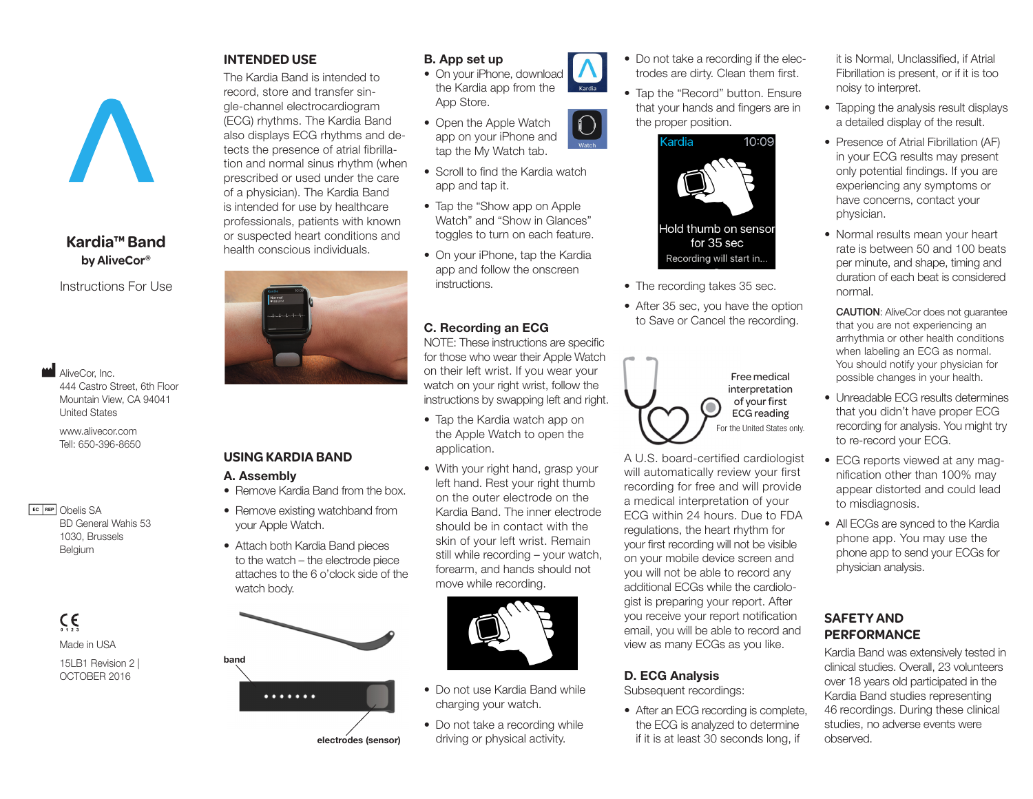# Kardia™ Band

by AliveCor®

Instructions For Use

AliveCor, Inc.
444 Castro Street, 6th Floor
Mountain View, CA 94041
United States

www.alivecor.com
Tel: 650-396-8650

EC REP Obelis SA
BD General Wahis 53
1030, Brussels
Belgium

CE 0123

Made in USA

15LB1 Revision 2 |
OCTOBER 2016

## INTENDED USE

The Kardia Band is intended to record, store and transfer single-channel electrocardiogram (ECG) rhythms. The Kardia Band also displays ECG rhythms and detects the presence of atrial fibrillation and normal sinus rhythm (when prescribed or used under the care of a physician). The Kardia Band is intended for use by healthcare professionals, patients with known or suspected heart conditions and health conscious individuals.

## USING KARDIA BAND

### A. Assembly

- Remove Kardia Band from the box.
- Remove existing watchband from your Apple Watch.
- Attach both Kardia Band pieces to the watch – the electrode piece attaches to the 6 o'clock side of the watch body.

band

electrodes (sensor)

### B. App set up

- On your iPhone, download the Kardia app from the App Store.
- Open the Apple Watch app on your iPhone and tap the My Watch tab.
- Scroll to find the Kardia watch app and tap it.
- Tap the "Show app on Apple Watch" and "Show in Glances" toggles to turn on each feature.
- On your iPhone, tap the Kardia app and follow the onscreen instructions.

### C. Recording an ECG

NOTE: These instructions are specific for those who wear their Apple Watch on their left wrist. If you wear your watch on your right wrist, follow the instructions by swapping left and right.

- Tap the Kardia watch app on the Apple Watch to open the application.
- With your right hand, grasp your left hand. Rest your right thumb on the outer electrode on the Kardia Band. The inner electrode should be in contact with the skin of your left wrist. Remain still while recording – your watch, forearm, and hands should not move while recording.
- Do not use Kardia Band while charging your watch.
- Do not take a recording while driving or physical activity.
- Do not take a recording if the electrodes are dirty. Clean them first.
- Tap the "Record" button. Ensure that your hands and fingers are in the proper position.

Kardia 10:09
Hold thumb on sensor for 35 sec
Recording will start in...

- The recording takes 35 sec.
- After 35 sec, you have the option to Save or Cancel the recording.

Free medical interpretation of your first ECG reading
For the United States only.

A U.S. board-certified cardiologist will automatically review your first recording for free and will provide a medical interpretation of your ECG within 24 hours. Due to FDA regulations, the heart rhythm for your first recording will not be visible on your mobile device screen and you will not be able to record any additional ECGs while the cardiologist is preparing your report. After you receive your report notification email, you will be able to record and view as many ECGs as you like.

### D. ECG Analysis

Subsequent recordings:

- After an ECG recording is complete, the ECG is analyzed to determine if it is at least 30 seconds long, if it is Normal, Unclassified, if Atrial Fibrillation is present, or if it is too noisy to interpret.
- Tapping the analysis result displays a detailed display of the result.
- Presence of Atrial Fibrillation (AF) in your ECG results may present only potential findings. If you are experiencing any symptoms or have concerns, contact your physician.
- Normal results mean your heart rate is between 50 and 100 beats per minute, and shape, timing and duration of each beat is considered normal.

  **CAUTION**: AliveCor does not guarantee that you are not experiencing an arrhythmia or other health conditions when labeling an ECG as normal. You should notify your physician for possible changes in your health.

- Unreadable ECG results determines that you didn't have proper ECG recording for analysis. You might try to re-record your ECG.
- ECG reports viewed at any magnification other than 100% may appear distorted and could lead to misdiagnosis.
- All ECGs are synced to the Kardia phone app. You may use the phone app to send your ECGs for physician analysis.

## SAFETY AND PERFORMANCE

Kardia Band was extensively tested in clinical studies. Overall, 23 volunteers over 18 years old participated in the Kardia Band studies representing 46 recordings. During these clinical studies, no adverse events were observed.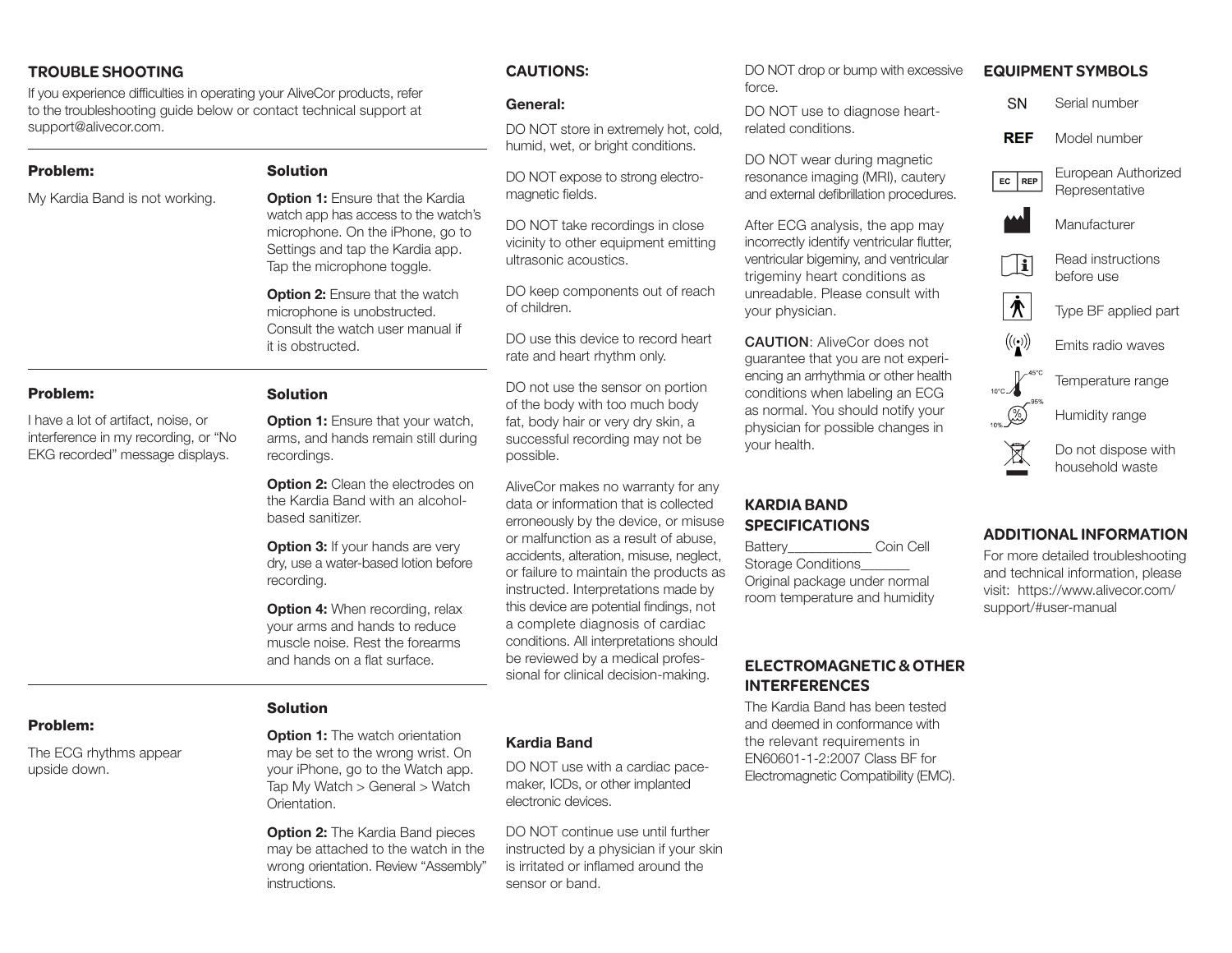## TROUBLE SHOOTING

If you experience difficulties in operating your AliveCor products, refer to the troubleshooting guide below or contact technical support at support@alivecor.com.

| Problem: | Solution |
|---|---|
| My Kardia Band is not working. | **Option 1:** Ensure that the Kardia watch app has access to the watch's microphone. On the iPhone, go to Settings and tap the Kardia app. Tap the microphone toggle.<br><br>**Option 2:** Ensure that the watch microphone is unobstructed. Consult the watch user manual if it is obstructed. |

| Problem: | Solution |
|---|---|
| I have a lot of artifact, noise, or interference in my recording, or "No EKG recorded" message displays. | **Option 1:** Ensure that your watch, arms, and hands remain still during recordings.<br><br>**Option 2:** Clean the electrodes on the Kardia Band with an alcohol-based sanitizer.<br><br>**Option 3:** If your hands are very dry, use a water-based lotion before recording.<br><br>**Option 4:** When recording, relax your arms and hands to reduce muscle noise. Rest the forearms and hands on a flat surface. |

| Problem: | Solution |
|---|---|
| The ECG rhythms appear upside down. | **Option 1:** The watch orientation may be set to the wrong wrist. On your iPhone, go to the Watch app. Tap My Watch > General > Watch Orientation.<br><br>**Option 2:** The Kardia Band pieces may be attached to the watch in the wrong orientation. Review "Assembly" instructions. |

## CAUTIONS:

### General:

DO NOT store in extremely hot, cold, humid, wet, or bright conditions.

DO NOT expose to strong electromagnetic fields.

DO NOT take recordings in close vicinity to other equipment emitting ultrasonic acoustics.

DO keep components out of reach of children.

DO use this device to record heart rate and heart rhythm only.

DO not use the sensor on portion of the body with too much body fat, body hair or very dry skin, a successful recording may not be possible.

AliveCor makes no warranty for any data or information that is collected erroneously by the device, or misuse or malfunction as a result of abuse, accidents, alteration, misuse, neglect, or failure to maintain the products as instructed. Interpretations made by this device are potential findings, not a complete diagnosis of cardiac conditions. All interpretations should be reviewed by a medical professional for clinical decision-making.

### Kardia Band

DO NOT use with a cardiac pacemaker, ICDs, or other implanted electronic devices.

DO NOT continue use until further instructed by a physician if your skin is irritated or inflamed around the sensor or band.

DO NOT drop or bump with excessive force.

DO NOT use to diagnose heart-related conditions.

DO NOT wear during magnetic resonance imaging (MRI), cautery and external defibrillation procedures.

After ECG analysis, the app may incorrectly identify ventricular flutter, ventricular bigeminy, and ventricular trigeminy heart conditions as unreadable. Please consult with your physician.

**CAUTION**: AliveCor does not guarantee that you are not experiencing an arrhythmia or other health conditions when labeling an ECG as normal. You should notify your physician for possible changes in your health.

## KARDIA BAND SPECIFICATIONS

Battery___________ Coin Cell
Storage Conditions_______
Original package under normal room temperature and humidity

## ELECTROMAGNETIC & OTHER INTERFERENCES

The Kardia Band has been tested and deemed in conformance with the relevant requirements in EN60601-1-2:2007 Class BF for Electromagnetic Compatibility (EMC).

## EQUIPMENT SYMBOLS

| | |
|---|---|
| SN | Serial number |
| REF | Model number |
| EC REP | European Authorized Representative |
| | Manufacturer |
| | Read instructions before use |
| | Type BF applied part |
| | Emits radio waves |
| 10°C 45°C | Temperature range |
| 10% 95% | Humidity range |
| | Do not dispose with household waste |

## ADDITIONAL INFORMATION

For more detailed troubleshooting and technical information, please visit: https://www.alivecor.com/support/#user-manual